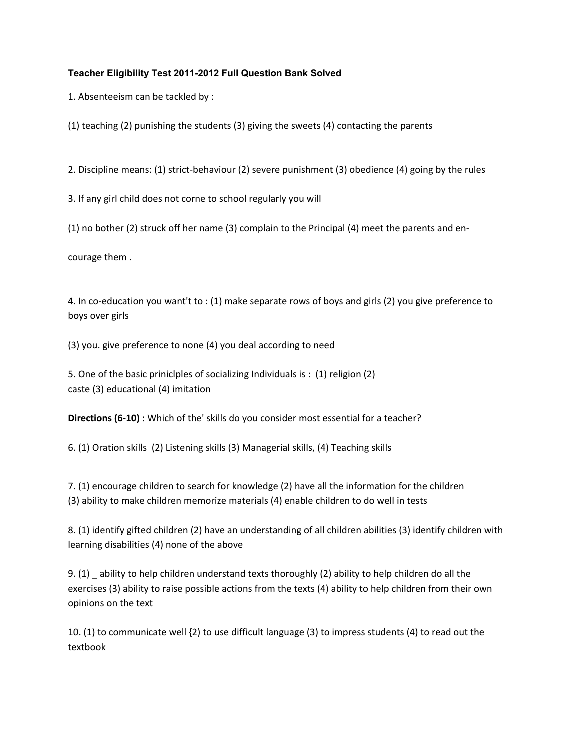**Teacher Eligibility Test 2011-2012 Full Question Bank Solved**

1. Absenteeism can be tackled by :

(1) teaching (2) punishing the students (3) giving the sweets (4) contacting the parents

2. Discipline means: (1) strict-behaviour (2) severe punishment (3) obedience (4) going by the rules

3. If any girl child does not corne to school regularly you will

(1) no bother (2) struck off her name (3) complain to the Principal (4) meet the parents and en-

courage them .

4. In co-education you want't to : (1) make separate rows of boys and girls (2) you give preference to boys over girls

(3) you. give preference to none (4) you deal according to need

5. One of the basic priniclples of socializing Individuals is : (1) religion (2) caste (3) educational (4) imitation

**Directions (6-10) :** Which of the' skills do you consider most essential for a teacher?

6. (1) Oration skills (2) Listening skills (3) Managerial skills, (4) Teaching skills

7. (1) encourage children to search for knowledge (2) have all the information for the children (3) ability to make children memorize materials (4) enable children to do well in tests

8. (1) identify gifted children (2) have an understanding of all children abilities (3) identify children with learning disabilities (4) none of the above

9. (1) _ ability to help children understand texts thoroughly (2) ability to help children do all the exercises (3) ability to raise possible actions from the texts (4) ability to help children from their own opinions on the text

10. (1) to communicate well {2) to use difficult language (3) to impress students (4) to read out the textbook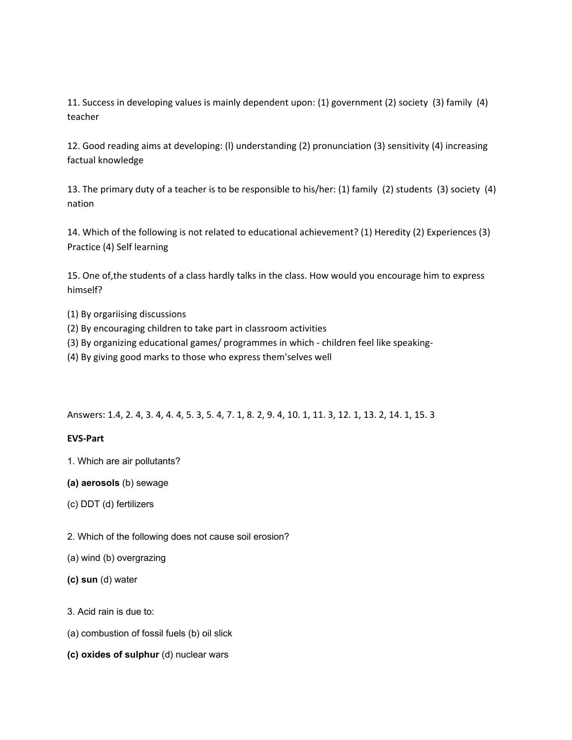11. Success in developing values is mainly dependent upon: (1) government (2) society (3) family (4) teacher

12. Good reading aims at developing: (l) understanding (2) pronunciation (3) sensitivity (4) increasing factual knowledge

13. The primary duty of a teacher is to be responsible to his/her: (1) family (2) students (3) society (4) nation

14. Which of the following is not related to educational achievement? (1) Heredity (2) Experiences (3) Practice (4) Self learning

15. One of,the students of a class hardly talks in the class. How would you encourage him to express himself?

(1) By orgariising discussions
(2) By encouraging children to take part in classroom activities
(3) By organizing educational games/ programmes in which - children feel like speaking-
(4) By giving good marks to those who express them'selves well

Answers: 1.4, 2. 4, 3. 4, 4. 4, 5. 3, 5. 4, 7. 1, 8. 2, 9. 4, 10. 1, 11. 3, 12. 1, 13. 2, 14. 1, 15. 3

**EVS-Part**

1. Which are air pollutants?

**(a) aerosols** (b) sewage

(c) DDT (d) fertilizers

2. Which of the following does not cause soil erosion?

(a) wind (b) overgrazing

**(c) sun** (d) water

3. Acid rain is due to:

(a) combustion of fossil fuels (b) oil slick

**(c) oxides of sulphur** (d) nuclear wars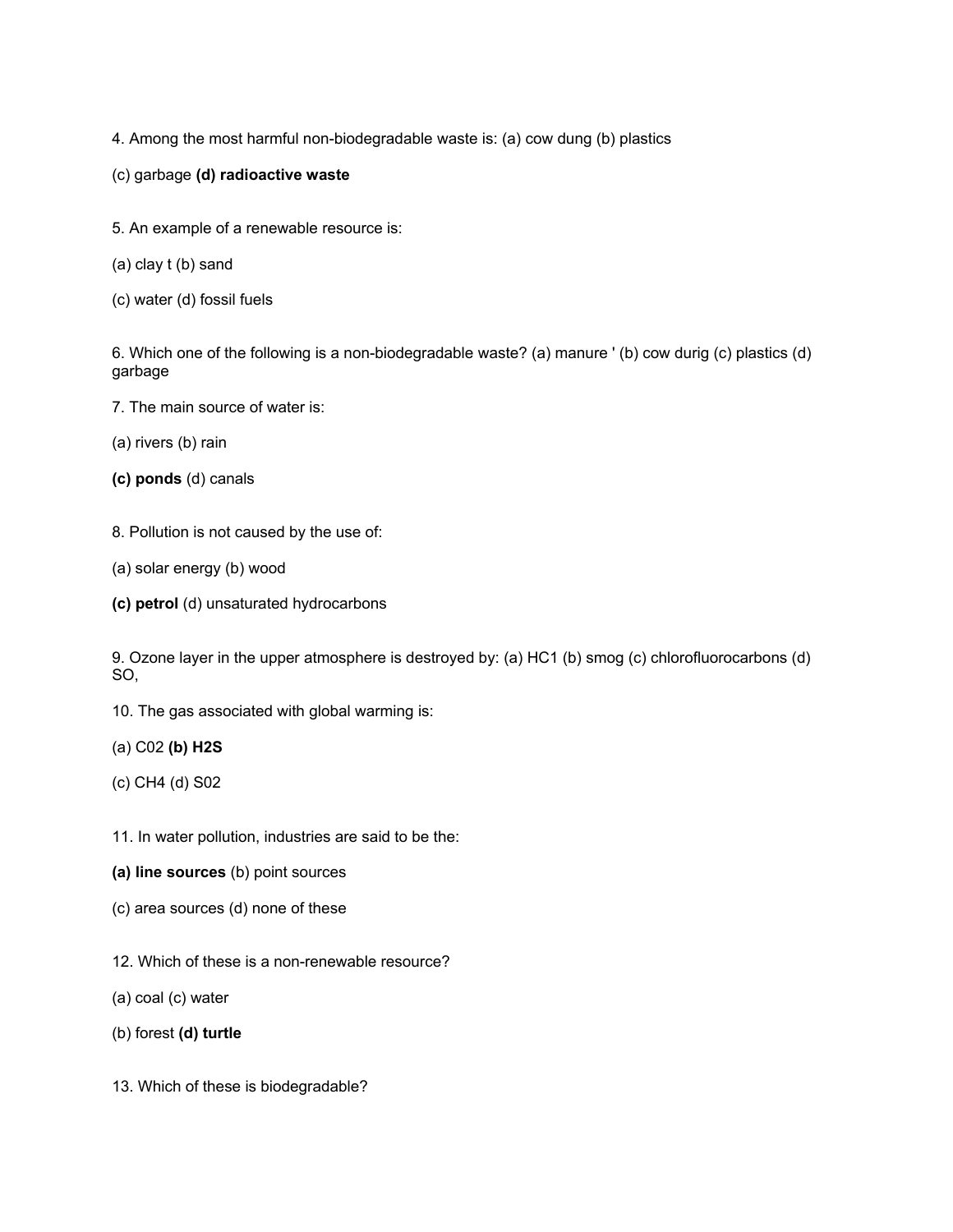4. Among the most harmful non-biodegradable waste is: (a) cow dung (b) plastics

(c) garbage **(d) radioactive waste**

5. An example of a renewable resource is:

(a) clay t (b) sand

(c) water (d) fossil fuels

6. Which one of the following is a non-biodegradable waste? (a) manure ' (b) cow durig (c) plastics (d) garbage

7. The main source of water is:

(a) rivers (b) rain

**(c) ponds** (d) canals

8. Pollution is not caused by the use of:

(a) solar energy (b) wood

**(c) petrol** (d) unsaturated hydrocarbons

9. Ozone layer in the upper atmosphere is destroyed by: (a) HC1 (b) smog (c) chlorofluorocarbons (d) SO,

10. The gas associated with global warming is:

(a) C02 **(b) H2S**

(c) CH4 (d) S02

11. In water pollution, industries are said to be the:

**(a) line sources** (b) point sources

(c) area sources (d) none of these

12. Which of these is a non-renewable resource?

(a) coal (c) water

(b) forest **(d) turtle**

13. Which of these is biodegradable?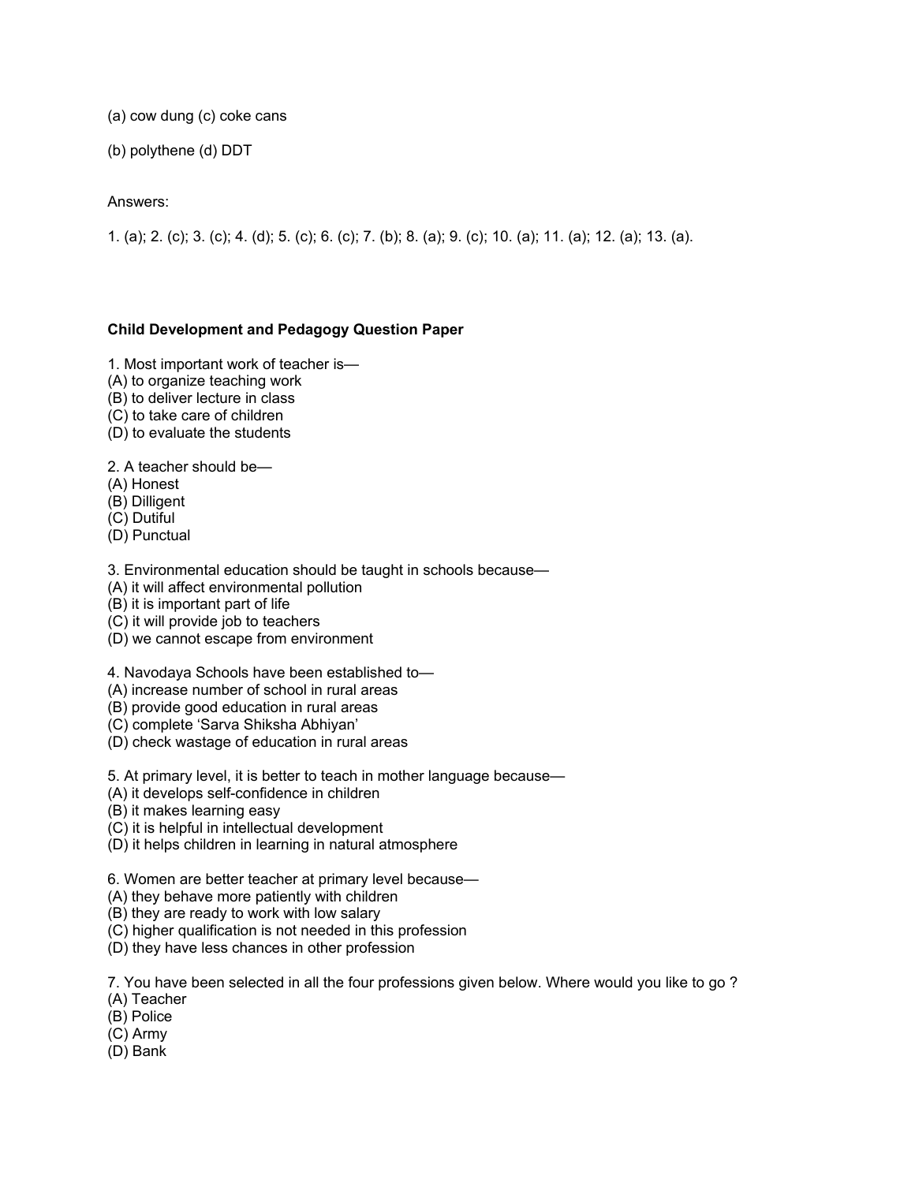(a) cow dung (c) coke cans

(b) polythene (d) DDT

Answers:

1. (a); 2. (c); 3. (c); 4. (d); 5. (c); 6. (c); 7. (b); 8. (a); 9. (c); 10. (a); 11. (a); 12. (a); 13. (a).

**Child Development and Pedagogy Question Paper**

1. Most important work of teacher is—
(A) to organize teaching work
(B) to deliver lecture in class
(C) to take care of children
(D) to evaluate the students

2. A teacher should be—
(A) Honest
(B) Dilligent
(C) Dutiful
(D) Punctual

3. Environmental education should be taught in schools because—
(A) it will affect environmental pollution
(B) it is important part of life
(C) it will provide job to teachers
(D) we cannot escape from environment

4. Navodaya Schools have been established to—
(A) increase number of school in rural areas
(B) provide good education in rural areas
(C) complete 'Sarva Shiksha Abhiyan'
(D) check wastage of education in rural areas

5. At primary level, it is better to teach in mother language because—
(A) it develops self-confidence in children
(B) it makes learning easy
(C) it is helpful in intellectual development
(D) it helps children in learning in natural atmosphere

6. Women are better teacher at primary level because—
(A) they behave more patiently with children
(B) they are ready to work with low salary
(C) higher qualification is not needed in this profession
(D) they have less chances in other profession

7. You have been selected in all the four professions given below. Where would you like to go ?
(A) Teacher
(B) Police
(C) Army
(D) Bank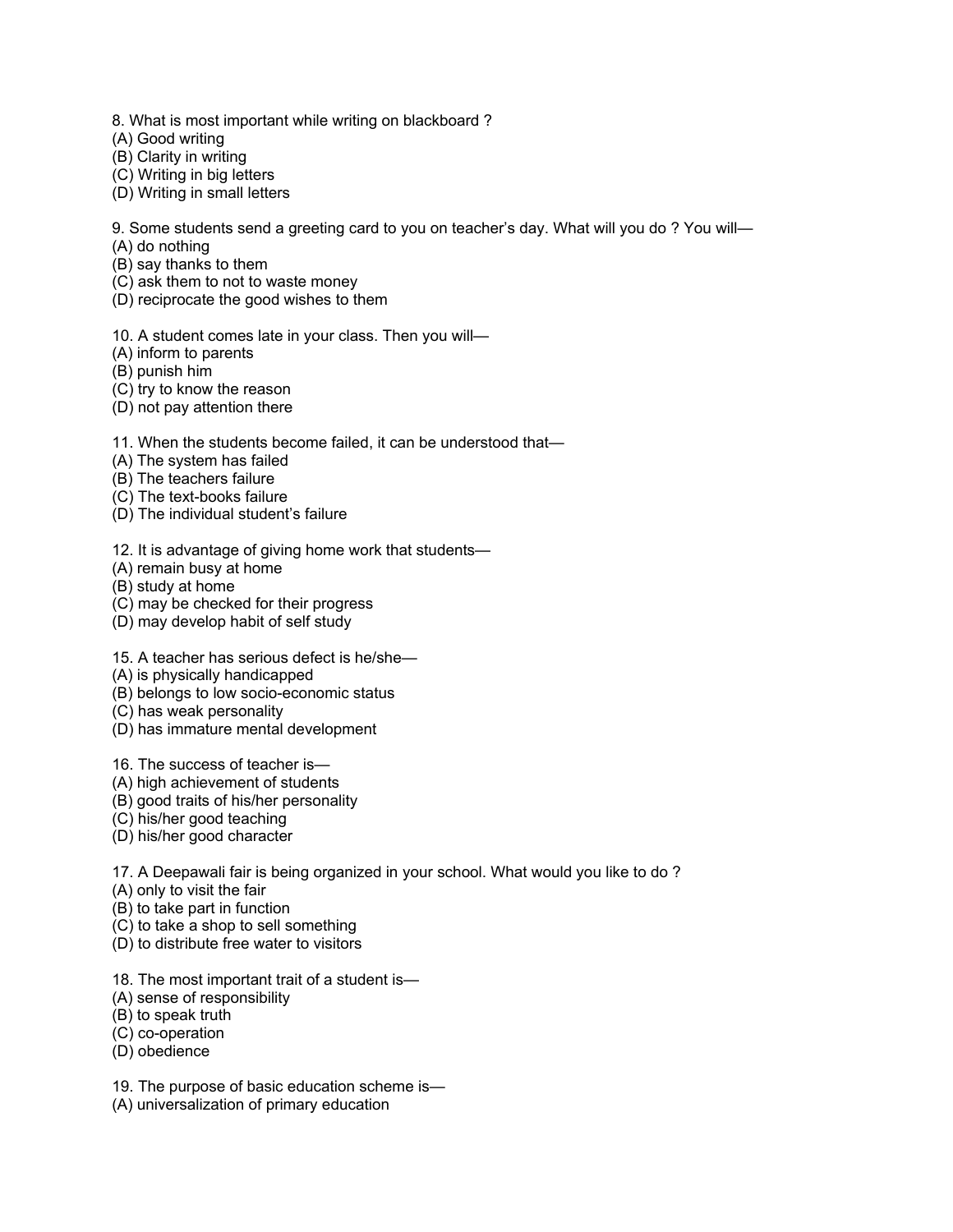8. What is most important while writing on blackboard ?
(A) Good writing
(B) Clarity in writing
(C) Writing in big letters
(D) Writing in small letters

9. Some students send a greeting card to you on teacher's day. What will you do ? You will—
(A) do nothing
(B) say thanks to them
(C) ask them to not to waste money
(D) reciprocate the good wishes to them

10. A student comes late in your class. Then you will—
(A) inform to parents
(B) punish him
(C) try to know the reason
(D) not pay attention there

11. When the students become failed, it can be understood that—
(A) The system has failed
(B) The teachers failure
(C) The text-books failure
(D) The individual student's failure

12. It is advantage of giving home work that students—
(A) remain busy at home
(B) study at home
(C) may be checked for their progress
(D) may develop habit of self study

15. A teacher has serious defect is he/she—
(A) is physically handicapped
(B) belongs to low socio-economic status
(C) has weak personality
(D) has immature mental development

16. The success of teacher is—
(A) high achievement of students
(B) good traits of his/her personality
(C) his/her good teaching
(D) his/her good character

17. A Deepawali fair is being organized in your school. What would you like to do ?
(A) only to visit the fair
(B) to take part in function
(C) to take a shop to sell something
(D) to distribute free water to visitors

18. The most important trait of a student is—
(A) sense of responsibility
(B) to speak truth
(C) co-operation
(D) obedience

19. The purpose of basic education scheme is—
(A) universalization of primary education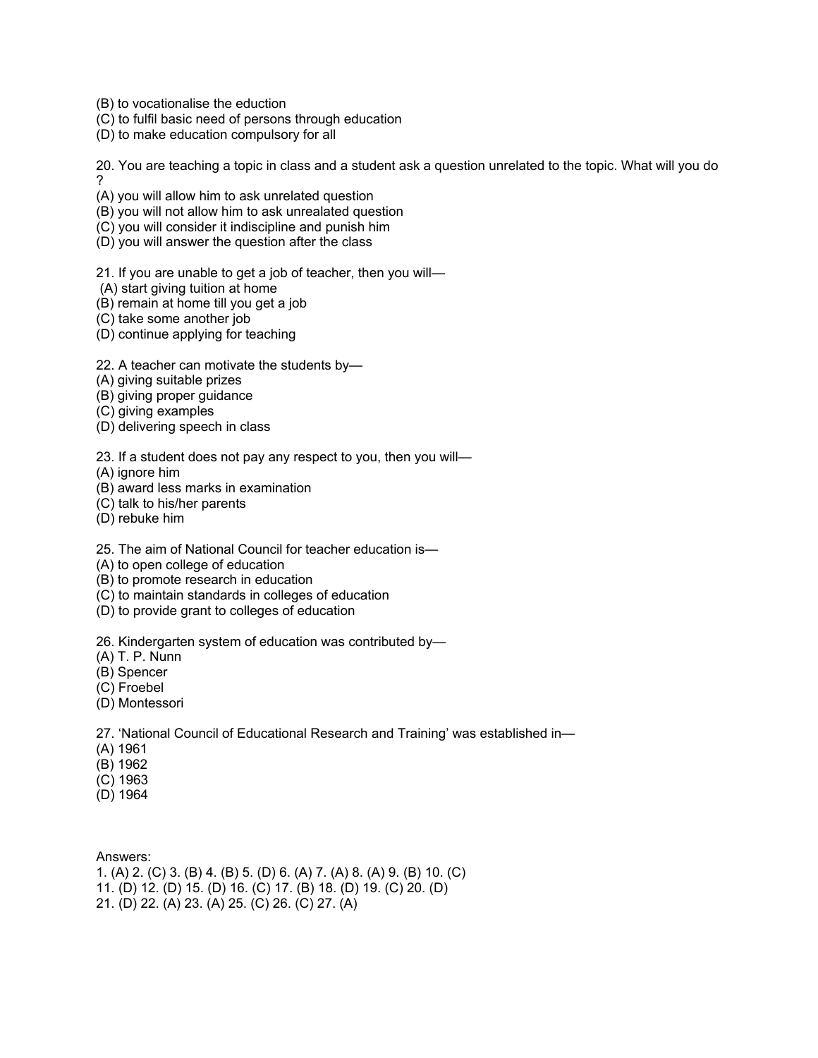(B) to vocationalise the eduction
(C) to fulfil basic need of persons through education
(D) to make education compulsory for all

20. You are teaching a topic in class and a student ask a question unrelated to the topic. What will you do ?
(A) you will allow him to ask unrelated question
(B) you will not allow him to ask unrealated question
(C) you will consider it indiscipline and punish him
(D) you will answer the question after the class

21. If you are unable to get a job of teacher, then you will—
(A) start giving tuition at home
(B) remain at home till you get a job
(C) take some another job
(D) continue applying for teaching

22. A teacher can motivate the students by—
(A) giving suitable prizes
(B) giving proper guidance
(C) giving examples
(D) delivering speech in class

23. If a student does not pay any respect to you, then you will—
(A) ignore him
(B) award less marks in examination
(C) talk to his/her parents
(D) rebuke him

25. The aim of National Council for teacher education is—
(A) to open college of education
(B) to promote research in education
(C) to maintain standards in colleges of education
(D) to provide grant to colleges of education

26. Kindergarten system of education was contributed by—
(A) T. P. Nunn
(B) Spencer
(C) Froebel
(D) Montessori

27. 'National Council of Educational Research and Training' was established in—
(A) 1961
(B) 1962
(C) 1963
(D) 1964

Answers:
1. (A) 2. (C) 3. (B) 4. (B) 5. (D) 6. (A) 7. (A) 8. (A) 9. (B) 10. (C)
11. (D) 12. (D) 15. (D) 16. (C) 17. (B) 18. (D) 19. (C) 20. (D)
21. (D) 22. (A) 23. (A) 25. (C) 26. (C) 27. (A)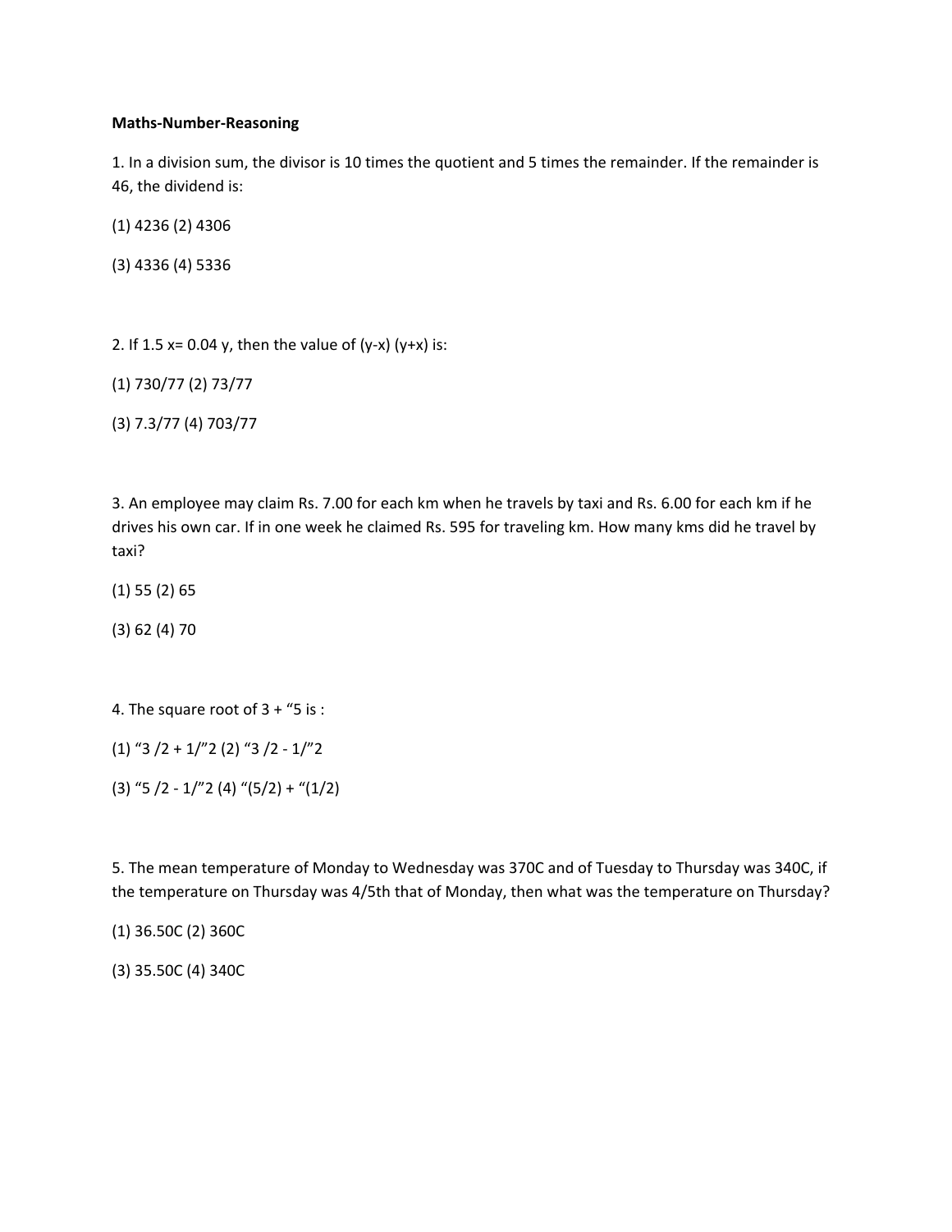**Maths-Number-Reasoning**

1. In a division sum, the divisor is 10 times the quotient and 5 times the remainder. If the remainder is 46, the dividend is:

(1) 4236 (2) 4306

(3) 4336 (4) 5336

2. If 1.5 x= 0.04 y, then the value of (y-x) (y+x) is:

(1) 730/77 (2) 73/77

(3) 7.3/77 (4) 703/77

3. An employee may claim Rs. 7.00 for each km when he travels by taxi and Rs. 6.00 for each km if he drives his own car. If in one week he claimed Rs. 595 for traveling km. How many kms did he travel by taxi?

(1) 55 (2) 65

(3) 62 (4) 70

4. The square root of 3 + "5 is :

(1) "3 /2 + 1/"2 (2) "3 /2 - 1/"2

(3) "5 /2 - 1/"2 (4) "(5/2) + "(1/2)

5. The mean temperature of Monday to Wednesday was 370C and of Tuesday to Thursday was 340C, if the temperature on Thursday was 4/5th that of Monday, then what was the temperature on Thursday?

(1) 36.50C (2) 360C

(3) 35.50C (4) 340C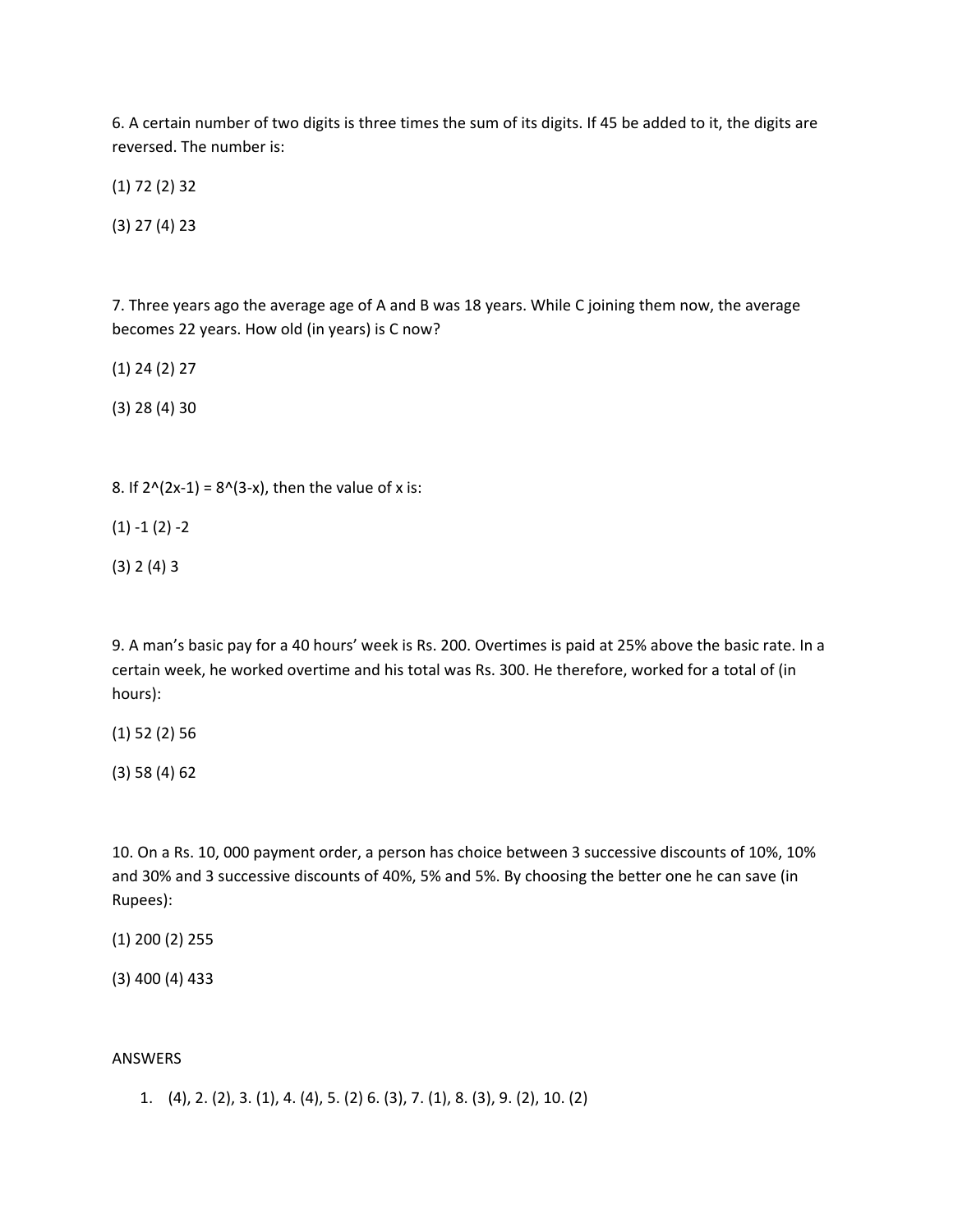6. A certain number of two digits is three times the sum of its digits. If 45 be added to it, the digits are reversed. The number is:

(1) 72 (2) 32

(3) 27 (4) 23

7. Three years ago the average age of A and B was 18 years. While C joining them now, the average becomes 22 years. How old (in years) is C now?

(1) 24 (2) 27

(3) 28 (4) 30

8. If $2^{(2x-1)} = 8^{(3-x)}$, then the value of x is:

(1) -1 (2) -2

(3) 2 (4) 3

9. A man's basic pay for a 40 hours' week is Rs. 200. Overtimes is paid at 25% above the basic rate. In a certain week, he worked overtime and his total was Rs. 300. He therefore, worked for a total of (in hours):

(1) 52 (2) 56

(3) 58 (4) 62

10. On a Rs. 10, 000 payment order, a person has choice between 3 successive discounts of 10%, 10% and 30% and 3 successive discounts of 40%, 5% and 5%. By choosing the better one he can save (in Rupees):

(1) 200 (2) 255

(3) 400 (4) 433

ANSWERS

1. (4), 2. (2), 3. (1), 4. (4), 5. (2) 6. (3), 7. (1), 8. (3), 9. (2), 10. (2)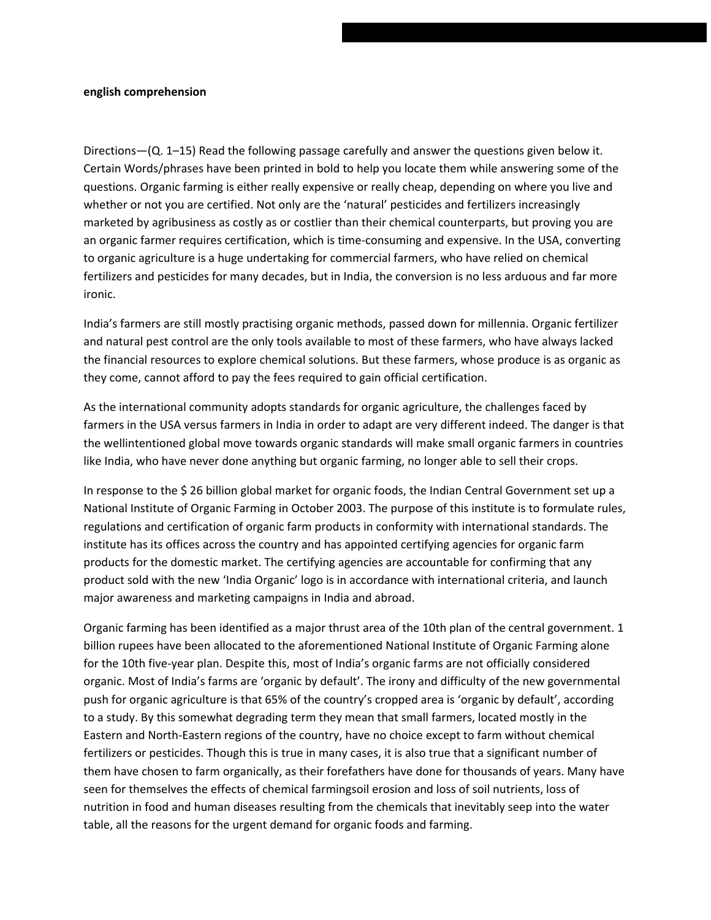**english comprehension**

Directions—(Q. 1–15) Read the following passage carefully and answer the questions given below it. Certain Words/phrases have been printed in bold to help you locate them while answering some of the questions. Organic farming is either really expensive or really cheap, depending on where you live and whether or not you are certified. Not only are the 'natural' pesticides and fertilizers increasingly marketed by agribusiness as costly as or costlier than their chemical counterparts, but proving you are an organic farmer requires certification, which is time-consuming and expensive. In the USA, converting to organic agriculture is a huge undertaking for commercial farmers, who have relied on chemical fertilizers and pesticides for many decades, but in India, the conversion is no less arduous and far more ironic.

India's farmers are still mostly practising organic methods, passed down for millennia. Organic fertilizer and natural pest control are the only tools available to most of these farmers, who have always lacked the financial resources to explore chemical solutions. But these farmers, whose produce is as organic as they come, cannot afford to pay the fees required to gain official certification.

As the international community adopts standards for organic agriculture, the challenges faced by farmers in the USA versus farmers in India in order to adapt are very different indeed. The danger is that the wellintentioned global move towards organic standards will make small organic farmers in countries like India, who have never done anything but organic farming, no longer able to sell their crops.

In response to the $ 26 billion global market for organic foods, the Indian Central Government set up a National Institute of Organic Farming in October 2003. The purpose of this institute is to formulate rules, regulations and certification of organic farm products in conformity with international standards. The institute has its offices across the country and has appointed certifying agencies for organic farm products for the domestic market. The certifying agencies are accountable for confirming that any product sold with the new 'India Organic' logo is in accordance with international criteria, and launch major awareness and marketing campaigns in India and abroad.

Organic farming has been identified as a major thrust area of the 10th plan of the central government. 1 billion rupees have been allocated to the aforementioned National Institute of Organic Farming alone for the 10th five-year plan. Despite this, most of India's organic farms are not officially considered organic. Most of India's farms are 'organic by default'. The irony and difficulty of the new governmental push for organic agriculture is that 65% of the country's cropped area is 'organic by default', according to a study. By this somewhat degrading term they mean that small farmers, located mostly in the Eastern and North-Eastern regions of the country, have no choice except to farm without chemical fertilizers or pesticides. Though this is true in many cases, it is also true that a significant number of them have chosen to farm organically, as their forefathers have done for thousands of years. Many have seen for themselves the effects of chemical farmingsoil erosion and loss of soil nutrients, loss of nutrition in food and human diseases resulting from the chemicals that inevitably seep into the water table, all the reasons for the urgent demand for organic foods and farming.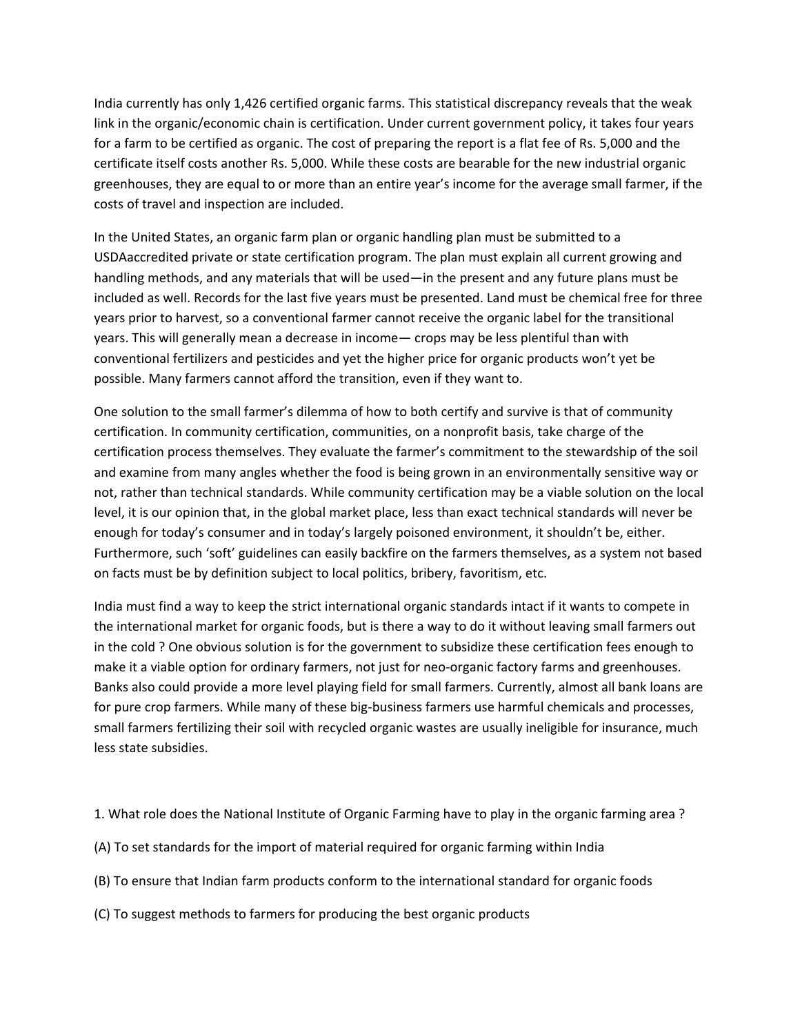India currently has only 1,426 certified organic farms. This statistical discrepancy reveals that the weak link in the organic/economic chain is certification. Under current government policy, it takes four years for a farm to be certified as organic. The cost of preparing the report is a flat fee of Rs. 5,000 and the certificate itself costs another Rs. 5,000. While these costs are bearable for the new industrial organic greenhouses, they are equal to or more than an entire year's income for the average small farmer, if the costs of travel and inspection are included.

In the United States, an organic farm plan or organic handling plan must be submitted to a USDAaccredited private or state certification program. The plan must explain all current growing and handling methods, and any materials that will be used—in the present and any future plans must be included as well. Records for the last five years must be presented. Land must be chemical free for three years prior to harvest, so a conventional farmer cannot receive the organic label for the transitional years. This will generally mean a decrease in income— crops may be less plentiful than with conventional fertilizers and pesticides and yet the higher price for organic products won't yet be possible. Many farmers cannot afford the transition, even if they want to.

One solution to the small farmer's dilemma of how to both certify and survive is that of community certification. In community certification, communities, on a nonprofit basis, take charge of the certification process themselves. They evaluate the farmer's commitment to the stewardship of the soil and examine from many angles whether the food is being grown in an environmentally sensitive way or not, rather than technical standards. While community certification may be a viable solution on the local level, it is our opinion that, in the global market place, less than exact technical standards will never be enough for today's consumer and in today's largely poisoned environment, it shouldn't be, either. Furthermore, such 'soft' guidelines can easily backfire on the farmers themselves, as a system not based on facts must be by definition subject to local politics, bribery, favoritism, etc.

India must find a way to keep the strict international organic standards intact if it wants to compete in the international market for organic foods, but is there a way to do it without leaving small farmers out in the cold ? One obvious solution is for the government to subsidize these certification fees enough to make it a viable option for ordinary farmers, not just for neo-organic factory farms and greenhouses. Banks also could provide a more level playing field for small farmers. Currently, almost all bank loans are for pure crop farmers. While many of these big-business farmers use harmful chemicals and processes, small farmers fertilizing their soil with recycled organic wastes are usually ineligible for insurance, much less state subsidies.

1. What role does the National Institute of Organic Farming have to play in the organic farming area ?

(A) To set standards for the import of material required for organic farming within India

(B) To ensure that Indian farm products conform to the international standard for organic foods

(C) To suggest methods to farmers for producing the best organic products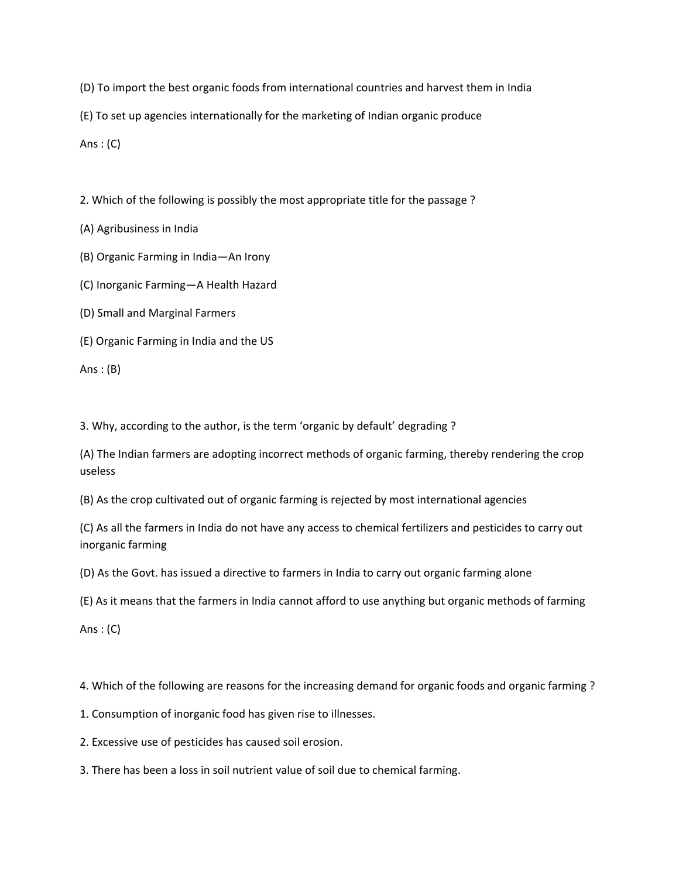(D) To import the best organic foods from international countries and harvest them in India

(E) To set up agencies internationally for the marketing of Indian organic produce

Ans : (C)

2. Which of the following is possibly the most appropriate title for the passage ?

(A) Agribusiness in India

(B) Organic Farming in India—An Irony

(C) Inorganic Farming—A Health Hazard

(D) Small and Marginal Farmers

(E) Organic Farming in India and the US

Ans : (B)

3. Why, according to the author, is the term 'organic by default' degrading ?

(A) The Indian farmers are adopting incorrect methods of organic farming, thereby rendering the crop useless

(B) As the crop cultivated out of organic farming is rejected by most international agencies

(C) As all the farmers in India do not have any access to chemical fertilizers and pesticides to carry out inorganic farming

(D) As the Govt. has issued a directive to farmers in India to carry out organic farming alone

(E) As it means that the farmers in India cannot afford to use anything but organic methods of farming

Ans : (C)

4. Which of the following are reasons for the increasing demand for organic foods and organic farming ?

1. Consumption of inorganic food has given rise to illnesses.

2. Excessive use of pesticides has caused soil erosion.

3. There has been a loss in soil nutrient value of soil due to chemical farming.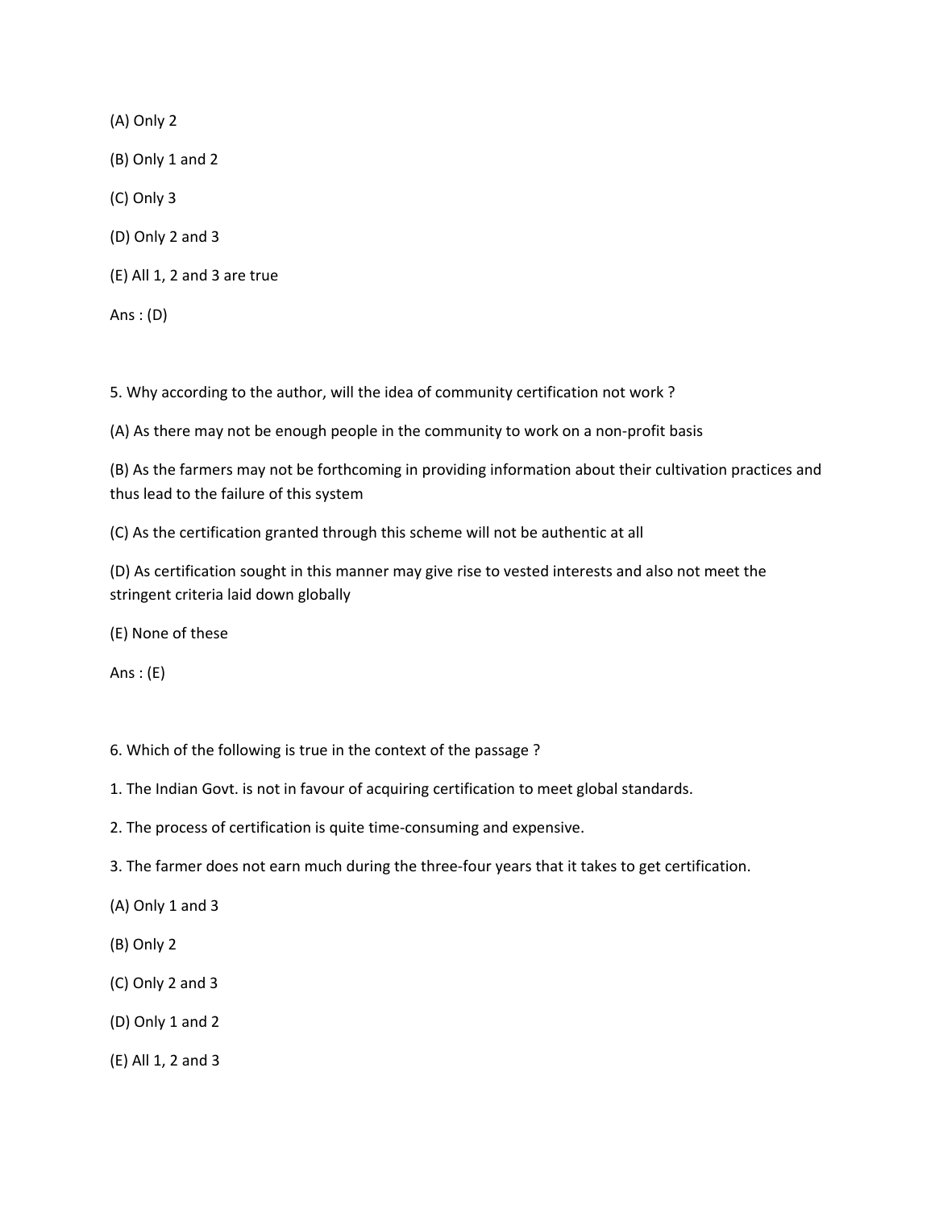(A) Only 2

(B) Only 1 and 2

(C) Only 3

(D) Only 2 and 3

(E) All 1, 2 and 3 are true

Ans : (D)

5. Why according to the author, will the idea of community certification not work ?

(A) As there may not be enough people in the community to work on a non-profit basis

(B) As the farmers may not be forthcoming in providing information about their cultivation practices and thus lead to the failure of this system

(C) As the certification granted through this scheme will not be authentic at all

(D) As certification sought in this manner may give rise to vested interests and also not meet the stringent criteria laid down globally

(E) None of these

Ans : (E)

6. Which of the following is true in the context of the passage ?

1. The Indian Govt. is not in favour of acquiring certification to meet global standards.

2. The process of certification is quite time-consuming and expensive.

3. The farmer does not earn much during the three-four years that it takes to get certification.

(A) Only 1 and 3

(B) Only 2

(C) Only 2 and 3

(D) Only 1 and 2

(E) All 1, 2 and 3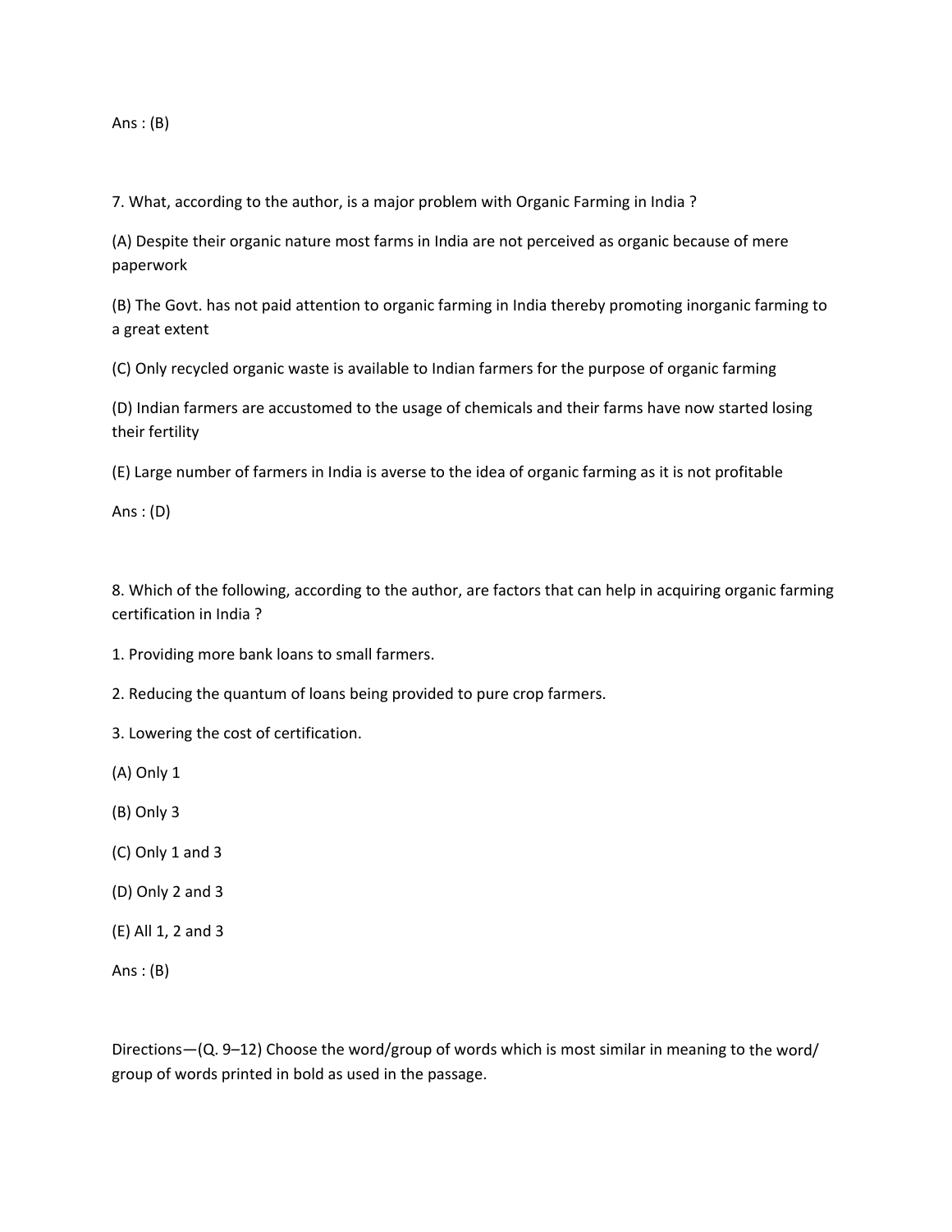Ans : (B)

7. What, according to the author, is a major problem with Organic Farming in India ?

(A) Despite their organic nature most farms in India are not perceived as organic because of mere paperwork

(B) The Govt. has not paid attention to organic farming in India thereby promoting inorganic farming to a great extent

(C) Only recycled organic waste is available to Indian farmers for the purpose of organic farming

(D) Indian farmers are accustomed to the usage of chemicals and their farms have now started losing their fertility

(E) Large number of farmers in India is averse to the idea of organic farming as it is not profitable

Ans : (D)

8. Which of the following, according to the author, are factors that can help in acquiring organic farming certification in India ?

1. Providing more bank loans to small farmers.

2. Reducing the quantum of loans being provided to pure crop farmers.

3. Lowering the cost of certification.

(A) Only 1

(B) Only 3

(C) Only 1 and 3

(D) Only 2 and 3

(E) All 1, 2 and 3

Ans : (B)

Directions—(Q. 9–12) Choose the word/group of words which is most similar in meaning to the word/ group of words printed in bold as used in the passage.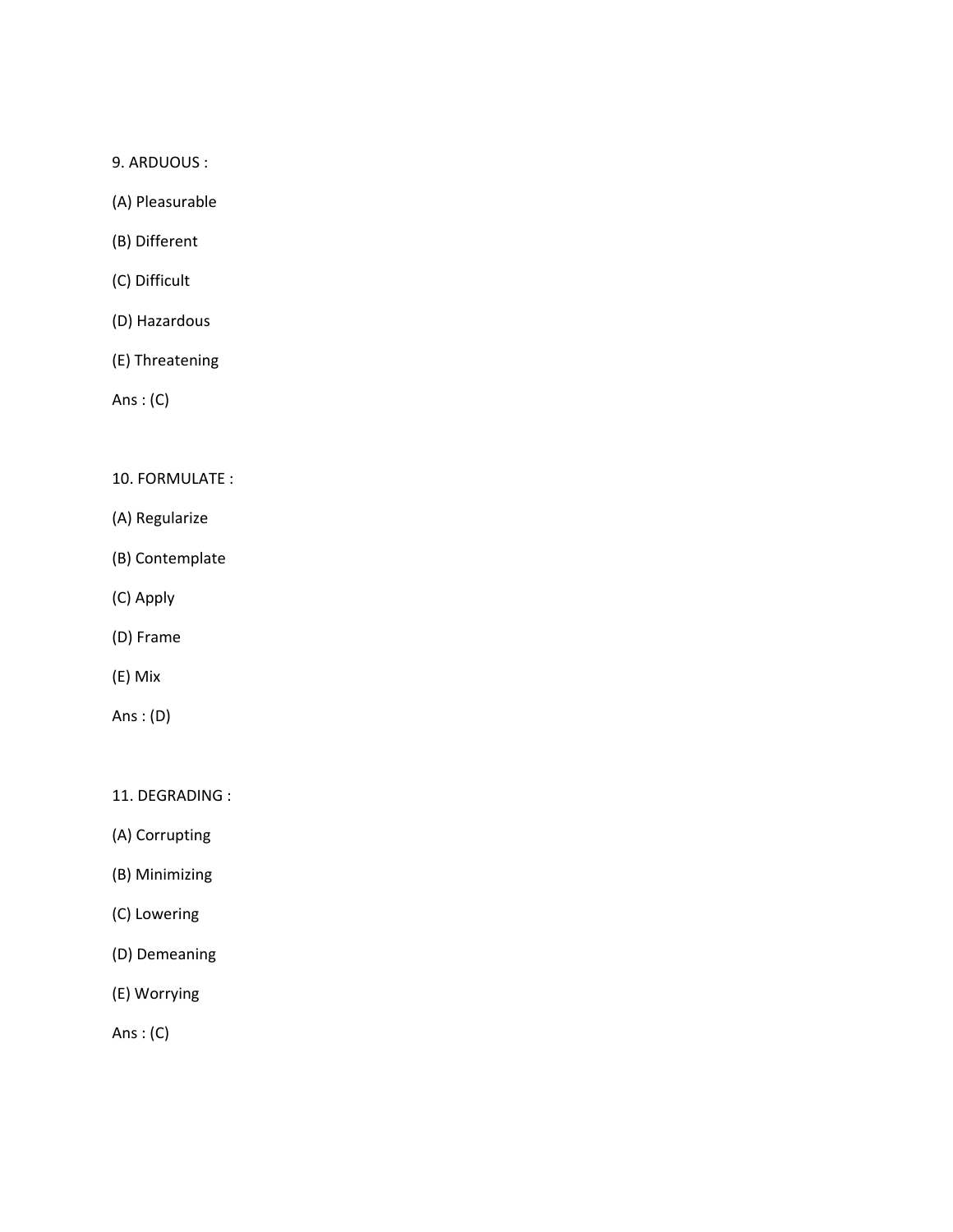9. ARDUOUS :

(A) Pleasurable

(B) Different

(C) Difficult

(D) Hazardous

(E) Threatening

Ans : (C)

10. FORMULATE :

(A) Regularize

(B) Contemplate

(C) Apply

(D) Frame

(E) Mix

Ans : (D)

11. DEGRADING :

(A) Corrupting

(B) Minimizing

(C) Lowering

(D) Demeaning

(E) Worrying

Ans : (C)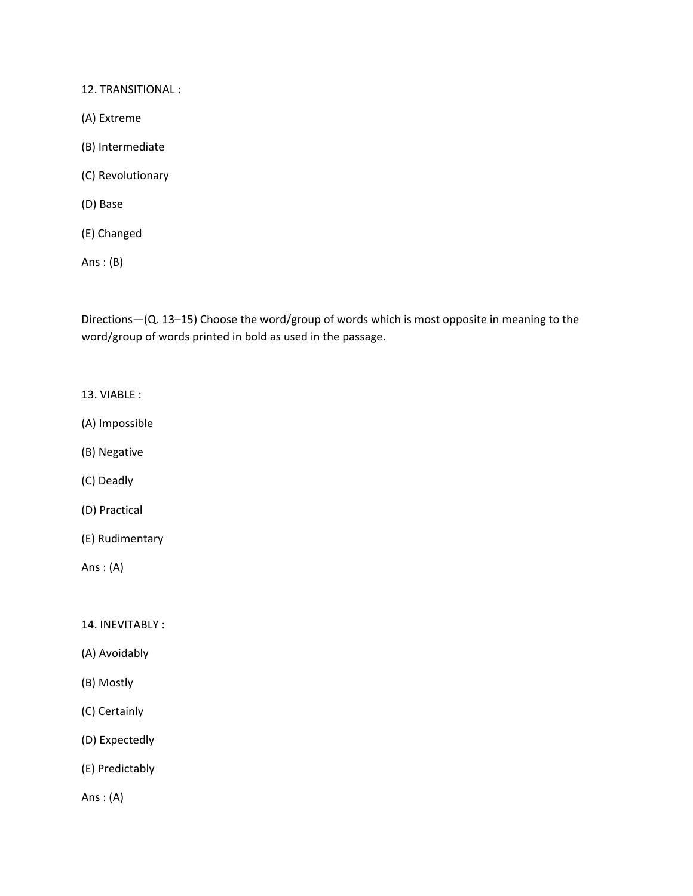12. TRANSITIONAL :

(A) Extreme

(B) Intermediate

(C) Revolutionary

(D) Base

(E) Changed

Ans : (B)

Directions—(Q. 13–15) Choose the word/group of words which is most opposite in meaning to the word/group of words printed in bold as used in the passage.

13. VIABLE :

(A) Impossible

(B) Negative

(C) Deadly

(D) Practical

(E) Rudimentary

Ans : (A)

14. INEVITABLY :

(A) Avoidably

(B) Mostly

(C) Certainly

(D) Expectedly

(E) Predictably

Ans : (A)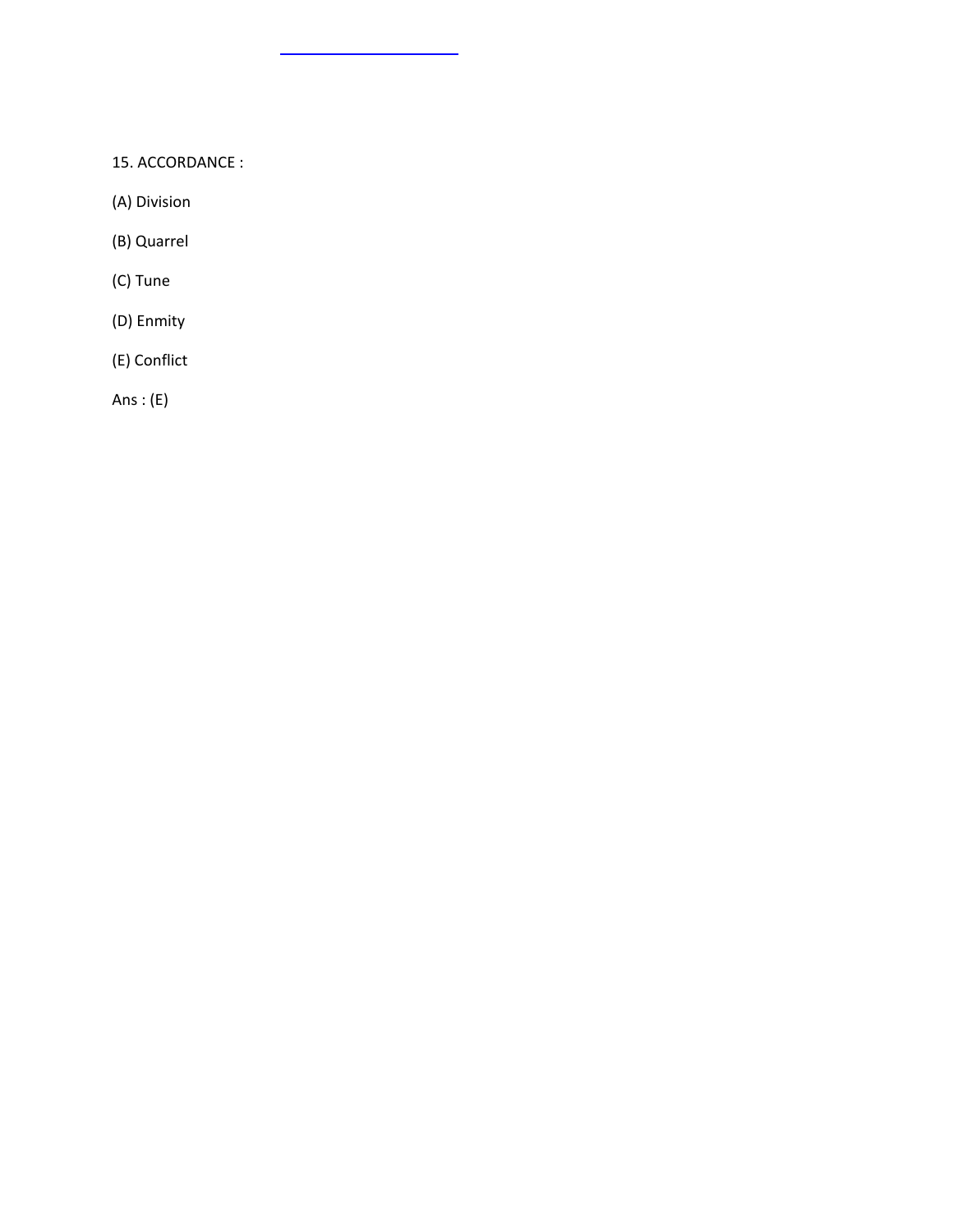15. ACCORDANCE :

(A) Division

(B) Quarrel

(C) Tune

(D) Enmity

(E) Conflict

Ans : (E)